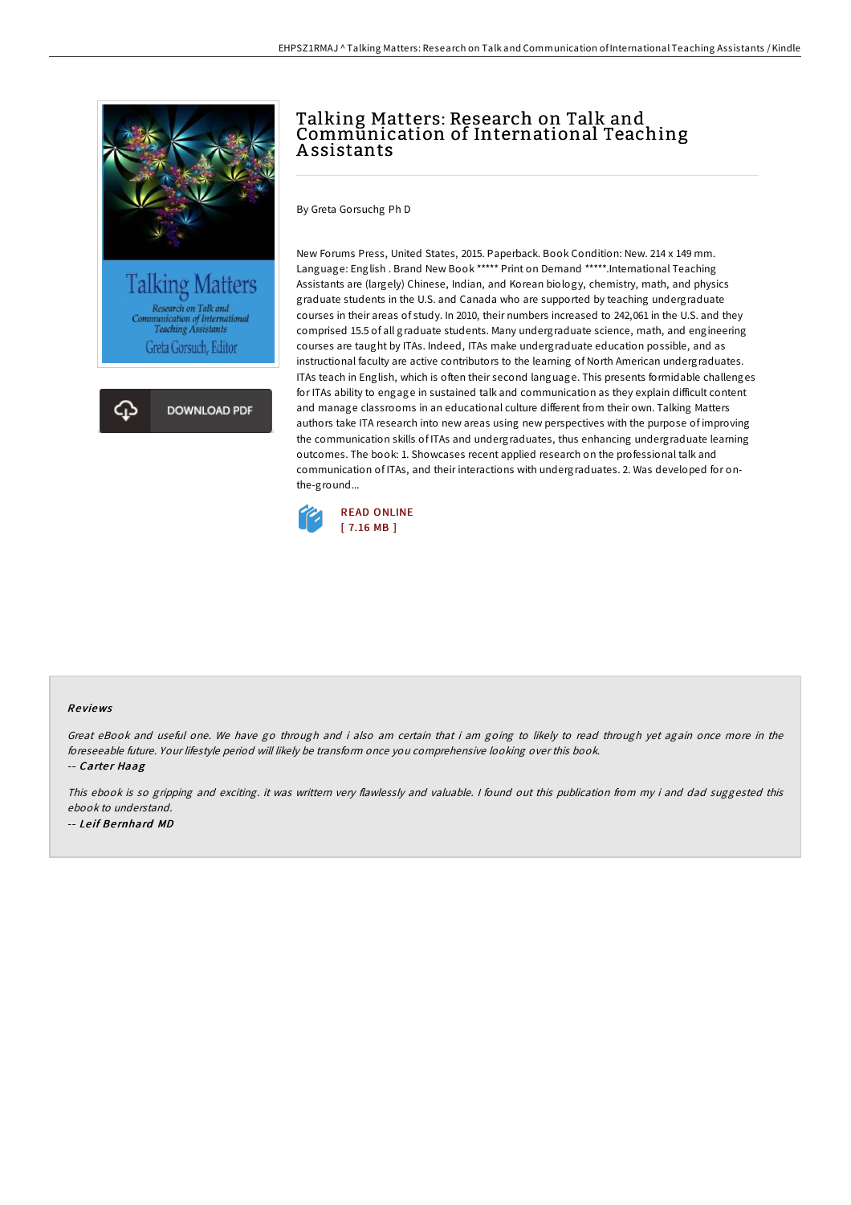# Talking Matters: Research on Talk and Communication of International Teaching Assistants

By Greta Gorsuchg Ph D

New Forums Press, United States, 2015. Paperback. Book Condition: New. 214 x 149 mm. Language: English . Brand New Book ***** Print on Demand *****.International Teaching Assistants are (largely) Chinese, Indian, and Korean biology, chemistry, math, and physics graduate students in the U.S. and Canada who are supported by teaching undergraduate courses in their areas of study. In 2010, their numbers increased to 242,061 in the U.S. and they comprised 15.5 of all graduate students. Many undergraduate science, math, and engineering courses are taught by ITAs. Indeed, ITAs make undergraduate education possible, and as instructional faculty are active contributors to the learning of North American undergraduates. ITAs teach in English, which is often their second language. This presents formidable challenges for ITAs ability to engage in sustained talk and communication as they explain difficult content and manage classrooms in an educational culture different from their own. Talking Matters authors take ITA research into new areas using new perspectives with the purpose of improving the communication skills of ITAs and undergraduates, thus enhancing undergraduate learning outcomes. The book: 1. Showcases recent applied research on the professional talk and communication of ITAs, and their interactions with undergraduates. 2. Was developed for on-the-ground...

READ ONLINE
[ 7.16 MB ]

DOWNLOAD PDF

## Reviews

*Great eBook and useful one. We have go through and i also am certain that i am going to likely to read through yet again once more in the foreseeable future. Your lifestyle period will likely be transform once you comprehensive looking over this book.*

*-- Carter Haag*

*This ebook is so gripping and exciting. it was writtern very flawlessly and valuable. I found out this publication from my i and dad suggested this ebook to understand.*

*-- Leif Bernhard MD*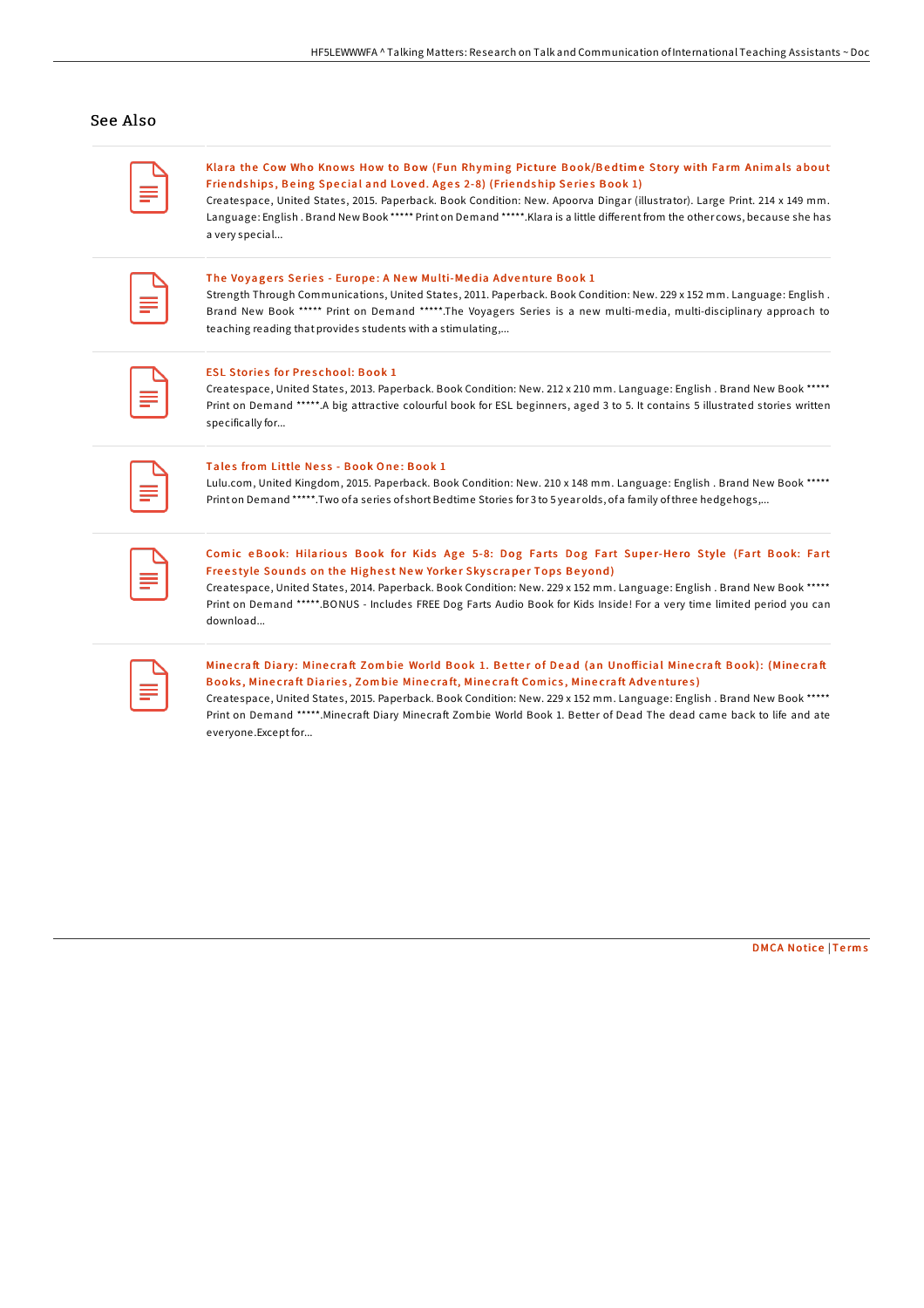## See Also

### Klara the Cow Who Knows How to Bow (Fun Rhyming Picture Book/Bedtime Story with Farm Animals about Friendships, Being Special and Loved. Ages 2-8) (Friendship Series Book 1)

Createspace, United States, 2015. Paperback. Book Condition: New. Apoorva Dingar (illustrator). Large Print. 214 x 149 mm. Language: English . Brand New Book ***** Print on Demand *****.Klara is a little different from the other cows, because she has a very special...

### The Voyagers Series - Europe: A New Multi-Media Adventure Book 1

Strength Through Communications, United States, 2011. Paperback. Book Condition: New. 229 x 152 mm. Language: English . Brand New Book ***** Print on Demand *****.The Voyagers Series is a new multi-media, multi-disciplinary approach to teaching reading that provides students with a stimulating,...

### ESL Stories for Preschool: Book 1

Createspace, United States, 2013. Paperback. Book Condition: New. 212 x 210 mm. Language: English . Brand New Book ***** Print on Demand *****.A big attractive colourful book for ESL beginners, aged 3 to 5. It contains 5 illustrated stories written specifically for...

### Tales from Little Ness - Book One: Book 1

Lulu.com, United Kingdom, 2015. Paperback. Book Condition: New. 210 x 148 mm. Language: English . Brand New Book ***** Print on Demand *****.Two of a series of short Bedtime Stories for 3 to 5 year olds, of a family of three hedgehogs,...

### Comic eBook: Hilarious Book for Kids Age 5-8: Dog Farts Dog Fart Super-Hero Style (Fart Book: Fart Freestyle Sounds on the Highest New Yorker Skyscraper Tops Beyond)

Createspace, United States, 2014. Paperback. Book Condition: New. 229 x 152 mm. Language: English . Brand New Book ***** Print on Demand *****.BONUS - Includes FREE Dog Farts Audio Book for Kids Inside! For a very time limited period you can download...

### Minecraft Diary: Minecraft Zombie World Book 1. Better of Dead (an Unofficial Minecraft Book): (Minecraft Books, Minecraft Diaries, Zombie Minecraft, Minecraft Comics, Minecraft Adventures)

Createspace, United States, 2015. Paperback. Book Condition: New. 229 x 152 mm. Language: English . Brand New Book ***** Print on Demand *****.Minecraft Diary Minecraft Zombie World Book 1. Better of Dead The dead came back to life and ate everyone.Except for...

DMCA Notice | Terms